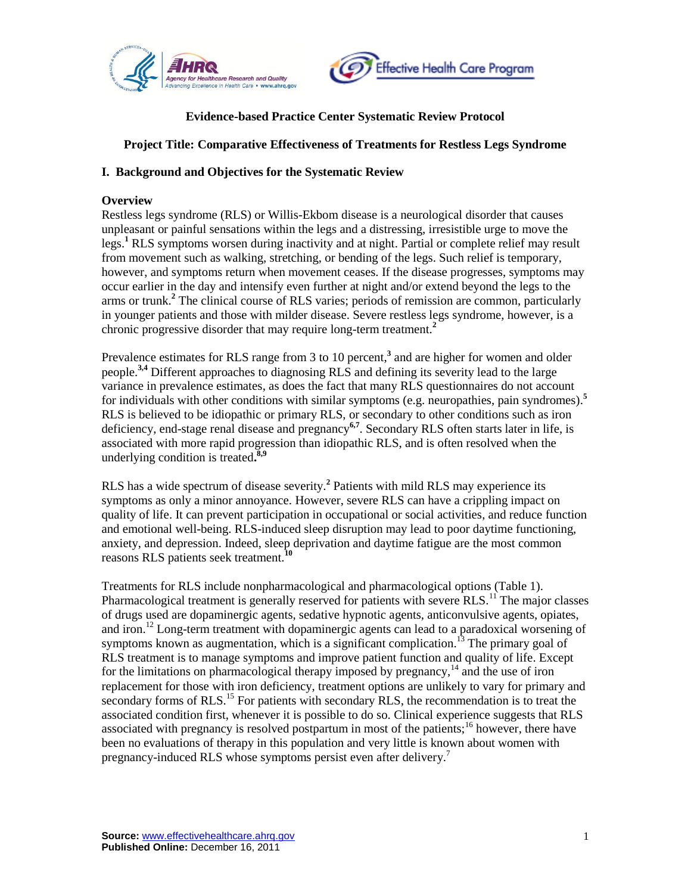**Evidence-based Practice Center Systematic Review Protocol**

**Project Title: Comparative Effectiveness of Treatments for Restless Legs Syndrome**

## I. Background and Objectives for the Systematic Review

### Overview

Restless legs syndrome (RLS) or Willis-Ekbom disease is a neurological disorder that causes unpleasant or painful sensations within the legs and a distressing, irresistible urge to move the legs.[1] RLS symptoms worsen during inactivity and at night. Partial or complete relief may result from movement such as walking, stretching, or bending of the legs. Such relief is temporary, however, and symptoms return when movement ceases. If the disease progresses, symptoms may occur earlier in the day and intensify even further at night and/or extend beyond the legs to the arms or trunk.[2] The clinical course of RLS varies; periods of remission are common, particularly in younger patients and those with milder disease. Severe restless legs syndrome, however, is a chronic progressive disorder that may require long-term treatment.[2]

Prevalence estimates for RLS range from 3 to 10 percent,[3] and are higher for women and older people.[3,4] Different approaches to diagnosing RLS and defining its severity lead to the large variance in prevalence estimates, as does the fact that many RLS questionnaires do not account for individuals with other conditions with similar symptoms (e.g. neuropathies, pain syndromes).[5] RLS is believed to be idiopathic or primary RLS, or secondary to other conditions such as iron deficiency, end-stage renal disease and pregnancy[6,7]. Secondary RLS often starts later in life, is associated with more rapid progression than idiopathic RLS, and is often resolved when the underlying condition is treated.[8,9]

RLS has a wide spectrum of disease severity.[2] Patients with mild RLS may experience its symptoms as only a minor annoyance. However, severe RLS can have a crippling impact on quality of life. It can prevent participation in occupational or social activities, and reduce function and emotional well-being. RLS-induced sleep disruption may lead to poor daytime functioning, anxiety, and depression. Indeed, sleep deprivation and daytime fatigue are the most common reasons RLS patients seek treatment.[10]

Treatments for RLS include nonpharmacological and pharmacological options (Table 1). Pharmacological treatment is generally reserved for patients with severe RLS.[11] The major classes of drugs used are dopaminergic agents, sedative hypnotic agents, anticonvulsive agents, opiates, and iron.[12] Long-term treatment with dopaminergic agents can lead to a paradoxical worsening of symptoms known as augmentation, which is a significant complication.[13] The primary goal of RLS treatment is to manage symptoms and improve patient function and quality of life. Except for the limitations on pharmacological therapy imposed by pregnancy,[14] and the use of iron replacement for those with iron deficiency, treatment options are unlikely to vary for primary and secondary forms of RLS.[15] For patients with secondary RLS, the recommendation is to treat the associated condition first, whenever it is possible to do so. Clinical experience suggests that RLS associated with pregnancy is resolved postpartum in most of the patients;[16] however, there have been no evaluations of therapy in this population and very little is known about women with pregnancy-induced RLS whose symptoms persist even after delivery.[7]

**Source:** www.effectivehealthcare.ahrq.gov
**Published Online:** December 16, 2011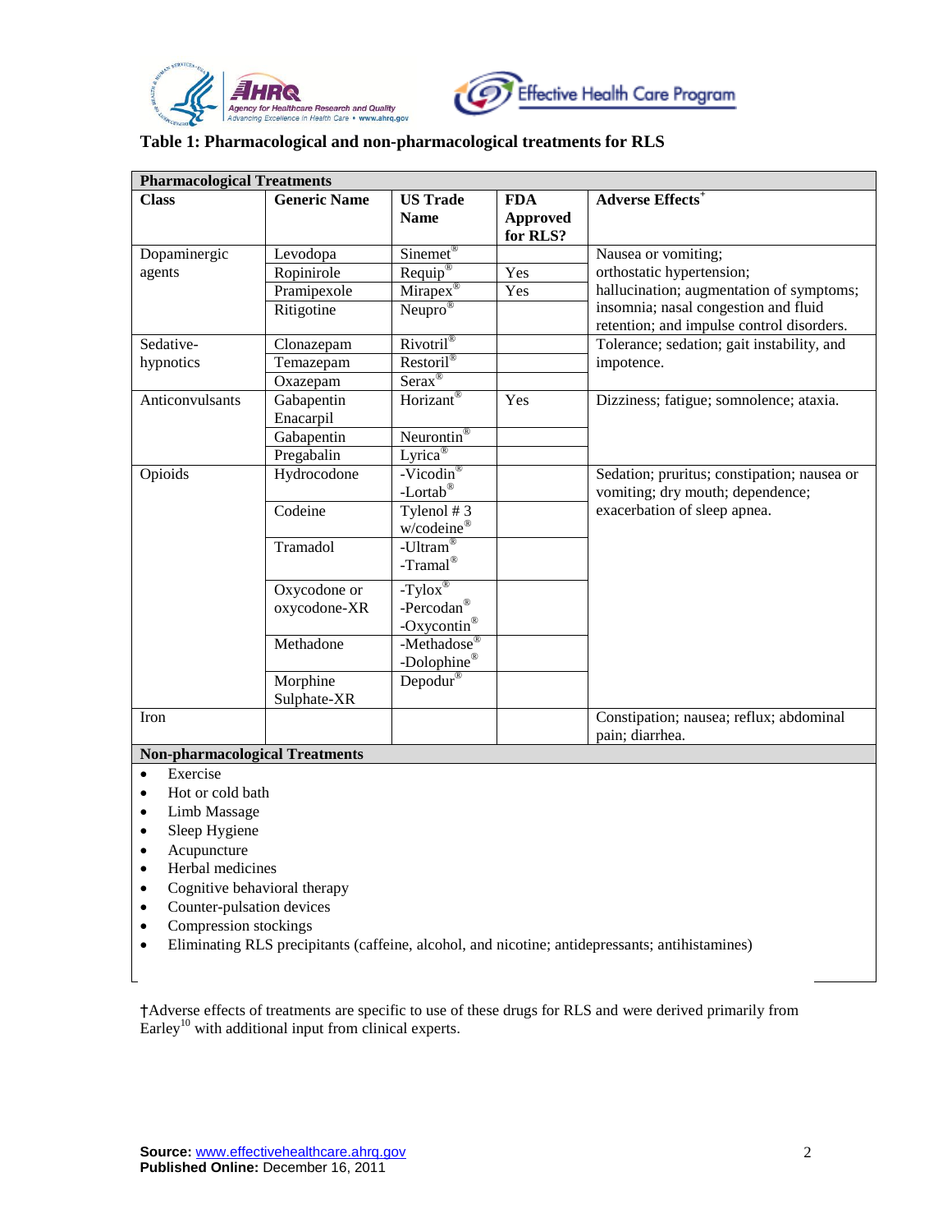**Table 1: Pharmacological and non-pharmacological treatments for RLS**

| Pharmacological Treatments | | | | |
|---|---|---|---|---|
| **Class** | **Generic Name** | **US Trade Name** | **FDA Approved for RLS?** | **Adverse Effects**† |
| Dopaminergic agents | Levodopa | Sinemet® | | Nausea or vomiting; orthostatic hypertension; hallucination; augmentation of symptoms; insomnia; nasal congestion and fluid retention; and impulse control disorders. |
| | Ropinirole | Requip® | Yes | |
| | Pramipexole | Mirapex® | Yes | |
| | Ritigotine | Neupro® | | |
| Sedative-hypnotics | Clonazepam | Rivotril® | | Tolerance; sedation; gait instability, and impotence. |
| | Temazepam | Restoril® | | |
| | Oxazepam | Serax® | | |
| Anticonvulsants | Gabapentin Enacarpil | Horizant® | Yes | Dizziness; fatigue; somnolence; ataxia. |
| | Gabapentin | Neurontin® | | |
| | Pregabalin | Lyrica® | | |
| Opioids | Hydrocodone | -Vicodin® -Lortab® | | Sedation; pruritus; constipation; nausea or vomiting; dry mouth; dependence; exacerbation of sleep apnea. |
| | Codeine | Tylenol # 3 w/codeine® | | |
| | Tramadol | -Ultram® -Tramal® | | |
| | Oxycodone or oxycodone-XR | -Tylox® -Percodan® -Oxycontin® | | |
| | Methadone | -Methadose® -Dolophine® | | |
| | Morphine Sulphate-XR | Depodur® | | |
| Iron | | | | Constipation; nausea; reflux; abdominal pain; diarrhea. |

**Non-pharmacological Treatments**

- Exercise
- Hot or cold bath
- Limb Massage
- Sleep Hygiene
- Acupuncture
- Herbal medicines
- Cognitive behavioral therapy
- Counter-pulsation devices
- Compression stockings
- Eliminating RLS precipitants (caffeine, alcohol, and nicotine; antidepressants; antihistamines)

†Adverse effects of treatments are specific to use of these drugs for RLS and were derived primarily from Earley[10] with additional input from clinical experts.

**Source:** www.effectivehealthcare.ahrq.gov
**Published Online:** December 16, 2011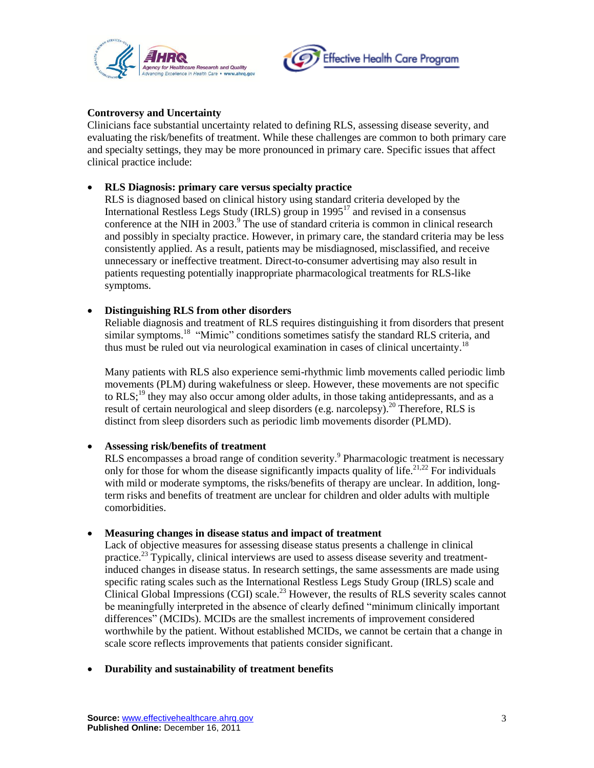**Controversy and Uncertainty**

Clinicians face substantial uncertainty related to defining RLS, assessing disease severity, and evaluating the risk/benefits of treatment. While these challenges are common to both primary care and specialty settings, they may be more pronounced in primary care. Specific issues that affect clinical practice include:

- **RLS Diagnosis: primary care versus specialty practice**
  RLS is diagnosed based on clinical history using standard criteria developed by the International Restless Legs Study (IRLS) group in 1995[17] and revised in a consensus conference at the NIH in 2003.[9] The use of standard criteria is common in clinical research and possibly in specialty practice. However, in primary care, the standard criteria may be less consistently applied. As a result, patients may be misdiagnosed, misclassified, and receive unnecessary or ineffective treatment. Direct-to-consumer advertising may also result in patients requesting potentially inappropriate pharmacological treatments for RLS-like symptoms.

- **Distinguishing RLS from other disorders**
  Reliable diagnosis and treatment of RLS requires distinguishing it from disorders that present similar symptoms.[18] "Mimic" conditions sometimes satisfy the standard RLS criteria, and thus must be ruled out via neurological examination in cases of clinical uncertainty.[18]

  Many patients with RLS also experience semi-rhythmic limb movements called periodic limb movements (PLM) during wakefulness or sleep. However, these movements are not specific to RLS;[19] they may also occur among older adults, in those taking antidepressants, and as a result of certain neurological and sleep disorders (e.g. narcolepsy).[20] Therefore, RLS is distinct from sleep disorders such as periodic limb movements disorder (PLMD).

- **Assessing risk/benefits of treatment**
  RLS encompasses a broad range of condition severity.[9] Pharmacologic treatment is necessary only for those for whom the disease significantly impacts quality of life.[21,22] For individuals with mild or moderate symptoms, the risks/benefits of therapy are unclear. In addition, long-term risks and benefits of treatment are unclear for children and older adults with multiple comorbidities.

- **Measuring changes in disease status and impact of treatment**
  Lack of objective measures for assessing disease status presents a challenge in clinical practice.[23] Typically, clinical interviews are used to assess disease severity and treatment-induced changes in disease status. In research settings, the same assessments are made using specific rating scales such as the International Restless Legs Study Group (IRLS) scale and Clinical Global Impressions (CGI) scale.[23] However, the results of RLS severity scales cannot be meaningfully interpreted in the absence of clearly defined "minimum clinically important differences" (MCIDs). MCIDs are the smallest increments of improvement considered worthwhile by the patient. Without established MCIDs, we cannot be certain that a change in scale score reflects improvements that patients consider significant.

- **Durability and sustainability of treatment benefits**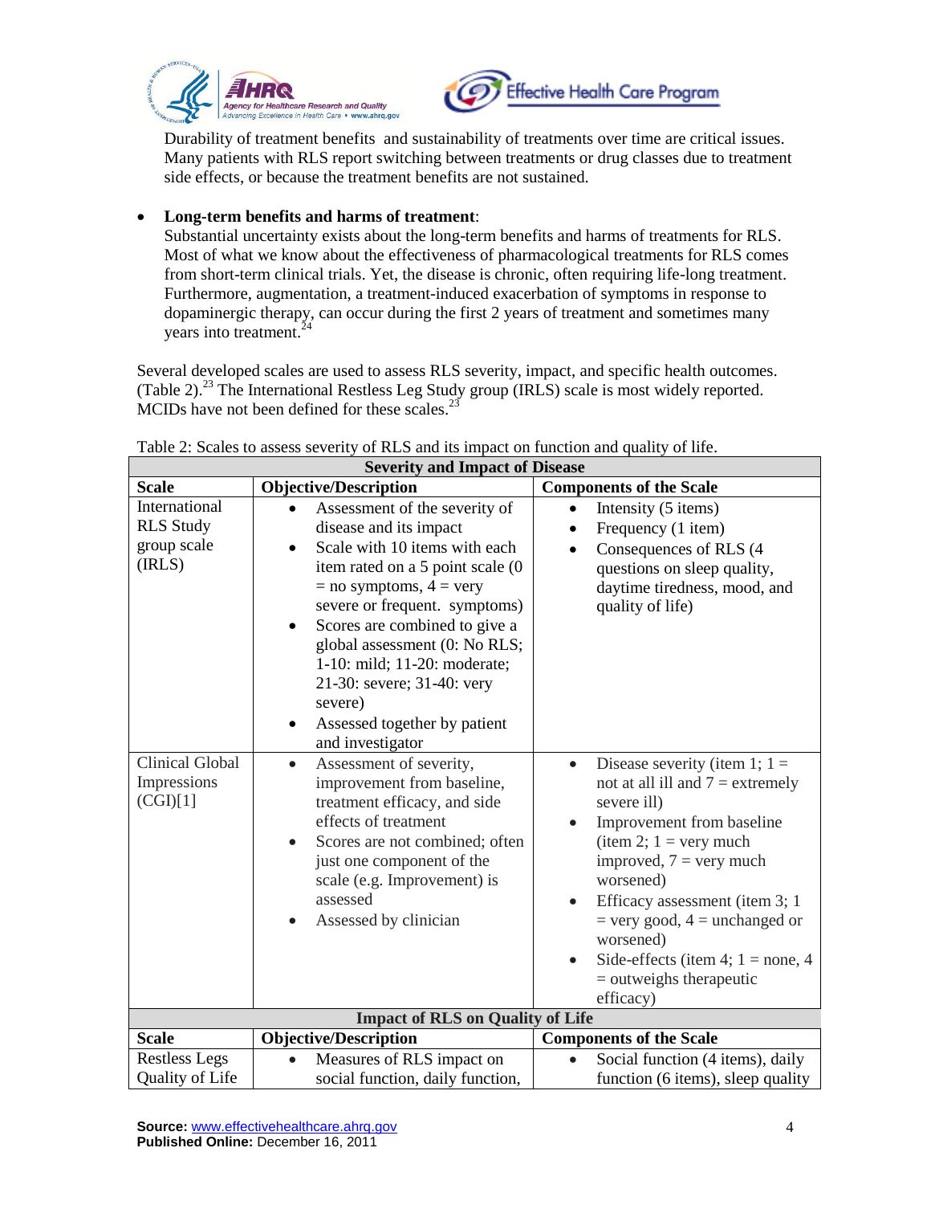Durability of treatment benefits and sustainability of treatments over time are critical issues. Many patients with RLS report switching between treatments or drug classes due to treatment side effects, or because the treatment benefits are not sustained.

- **Long-term benefits and harms of treatment**:
  Substantial uncertainty exists about the long-term benefits and harms of treatments for RLS. Most of what we know about the effectiveness of pharmacological treatments for RLS comes from short-term clinical trials. Yet, the disease is chronic, often requiring life-long treatment. Furthermore, augmentation, a treatment-induced exacerbation of symptoms in response to dopaminergic therapy, can occur during the first 2 years of treatment and sometimes many years into treatment.[24]

Several developed scales are used to assess RLS severity, impact, and specific health outcomes. (Table 2).[23] The International Restless Leg Study group (IRLS) scale is most widely reported. MCIDs have not been defined for these scales.[23]

Table 2: Scales to assess severity of RLS and its impact on function and quality of life.

| Severity and Impact of Disease | | |
|---|---|---|
| **Scale** | **Objective/Description** | **Components of the Scale** |
| International RLS Study group scale (IRLS) | • Assessment of the severity of disease and its impact<br>• Scale with 10 items with each item rated on a 5 point scale (0 = no symptoms, 4 = very severe or frequent. symptoms)<br>• Scores are combined to give a global assessment (0: No RLS; 1-10: mild; 11-20: moderate; 21-30: severe; 31-40: very severe)<br>• Assessed together by patient and investigator | • Intensity (5 items)<br>• Frequency (1 item)<br>• Consequences of RLS (4 questions on sleep quality, daytime tiredness, mood, and quality of life) |
| Clinical Global Impressions (CGI)[1] | • Assessment of severity, improvement from baseline, treatment efficacy, and side effects of treatment<br>• Scores are not combined; often just one component of the scale (e.g. Improvement) is assessed<br>• Assessed by clinician | • Disease severity (item 1; 1 = not at all ill and 7 = extremely severe ill)<br>• Improvement from baseline (item 2; 1 = very much improved, 7 = very much worsened)<br>• Efficacy assessment (item 3; 1 = very good, 4 = unchanged or worsened)<br>• Side-effects (item 4; 1 = none, 4 = outweighs therapeutic efficacy) |
| **Impact of RLS on Quality of Life** | | |
| **Scale** | **Objective/Description** | **Components of the Scale** |
| Restless Legs Quality of Life | • Measures of RLS impact on social function, daily function, | • Social function (4 items), daily function (6 items), sleep quality |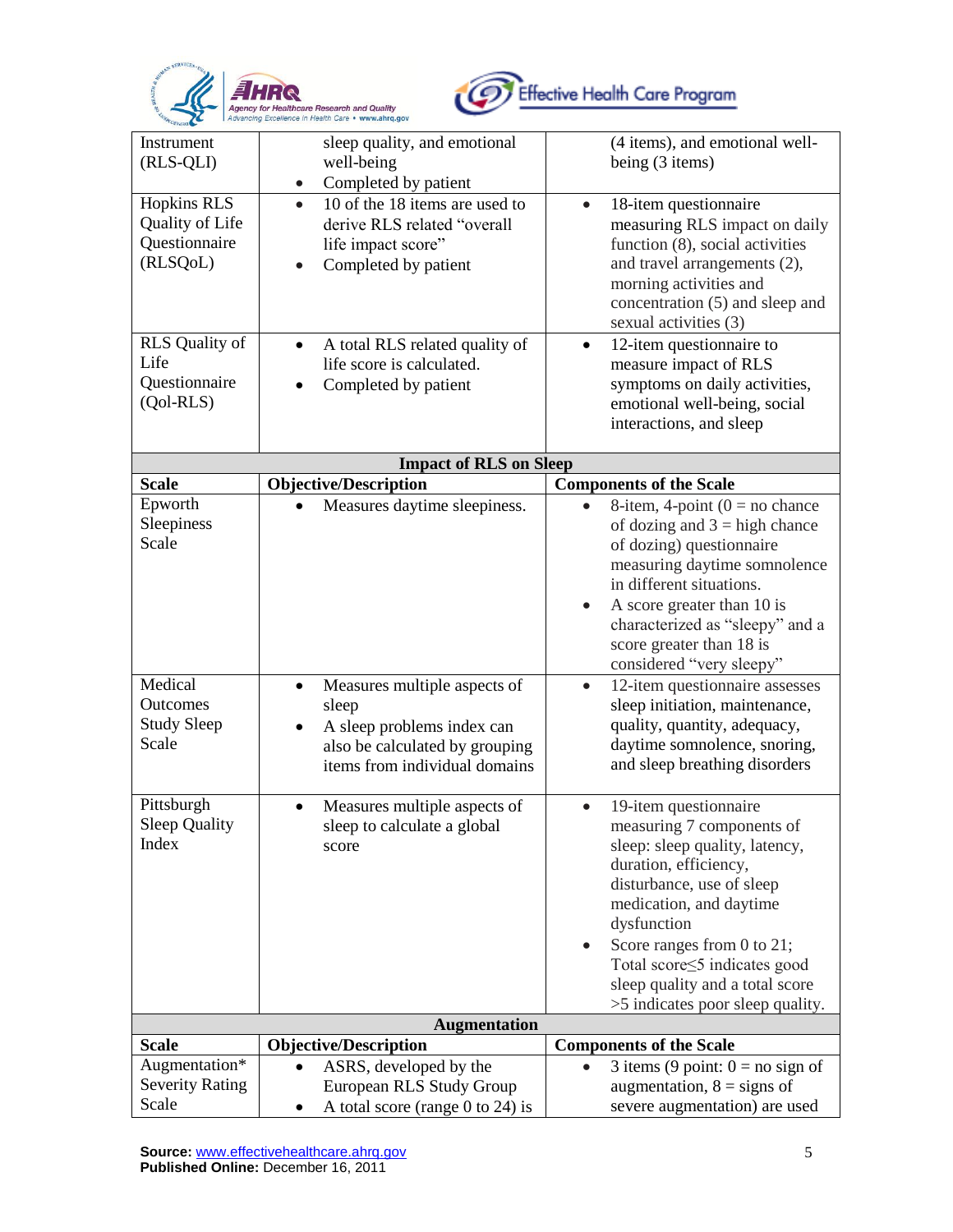| | | |
|---|---|---|
| Instrument (RLS-QLI) | sleep quality, and emotional well-being <br>• Completed by patient | (4 items), and emotional well-being (3 items) |
| Hopkins RLS Quality of Life Questionnaire (RLSQoL) | • 10 of the 18 items are used to derive RLS related "overall life impact score" <br>• Completed by patient | • 18-item questionnaire measuring RLS impact on daily function (8), social activities and travel arrangements (2), morning activities and concentration (5) and sleep and sexual activities (3) |
| RLS Quality of Life Questionnaire (Qol-RLS) | • A total RLS related quality of life score is calculated. <br>• Completed by patient | • 12-item questionnaire to measure impact of RLS symptoms on daily activities, emotional well-being, social interactions, and sleep |
| **Impact of RLS on Sleep** | | |
| **Scale** | **Objective/Description** | **Components of the Scale** |
| Epworth Sleepiness Scale | • Measures daytime sleepiness. | • 8-item, 4-point (0 = no chance of dozing and 3 = high chance of dozing) questionnaire measuring daytime somnolence in different situations. <br>• A score greater than 10 is characterized as "sleepy" and a score greater than 18 is considered "very sleepy" |
| Medical Outcomes Study Sleep Scale | • Measures multiple aspects of sleep <br>• A sleep problems index can also be calculated by grouping items from individual domains | • 12-item questionnaire assesses sleep initiation, maintenance, quality, quantity, adequacy, daytime somnolence, snoring, and sleep breathing disorders |
| Pittsburgh Sleep Quality Index | • Measures multiple aspects of sleep to calculate a global score | • 19-item questionnaire measuring 7 components of sleep: sleep quality, latency, duration, efficiency, disturbance, use of sleep medication, and daytime dysfunction <br>• Score ranges from 0 to 21; Total score≤5 indicates good sleep quality and a total score >5 indicates poor sleep quality. |
| **Augmentation** | | |
| **Scale** | **Objective/Description** | **Components of the Scale** |
| Augmentation* Severity Rating Scale | • ASRS, developed by the European RLS Study Group <br>• A total score (range 0 to 24) is | • 3 items (9 point: 0 = no sign of augmentation, 8 = signs of severe augmentation) are used |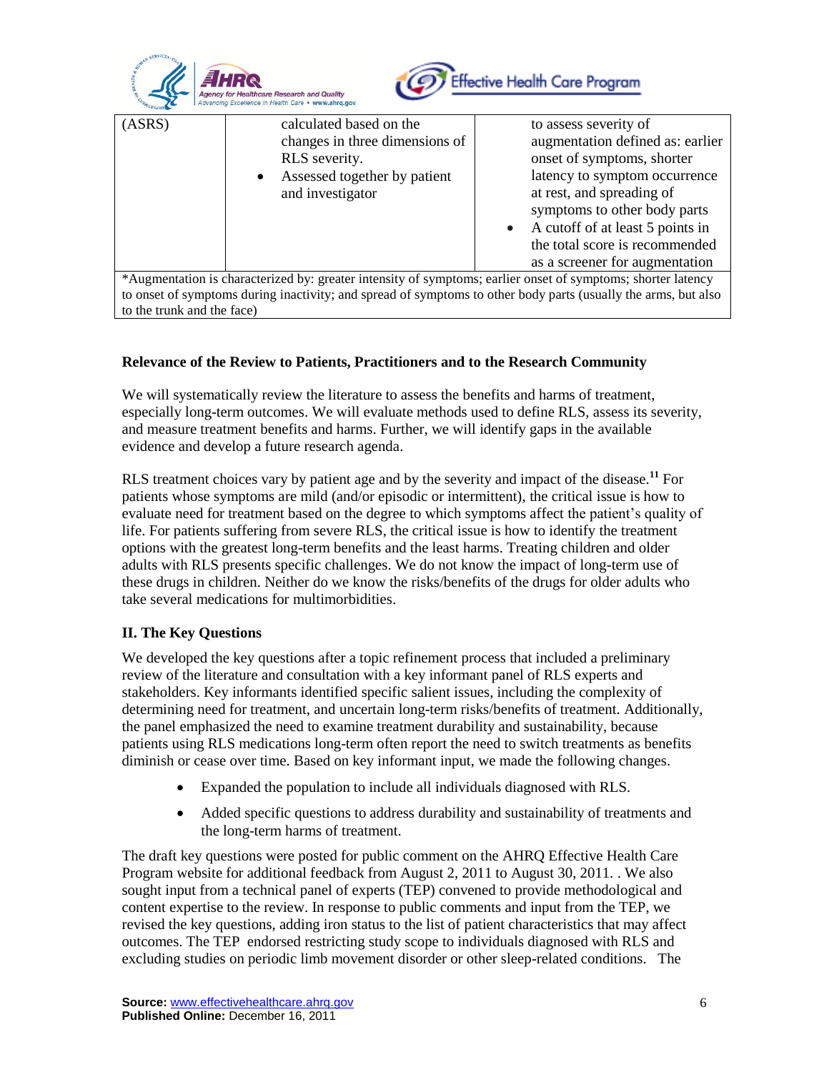| (ASRS) | calculated based on the changes in three dimensions of RLS severity.<br>• Assessed together by patient and investigator | to assess severity of augmentation defined as: earlier onset of symptoms, shorter latency to symptom occurrence at rest, and spreading of symptoms to other body parts<br>• A cutoff of at least 5 points in the total score is recommended as a screener for augmentation |
|---|---|---|
| *Augmentation is characterized by: greater intensity of symptoms; earlier onset of symptoms; shorter latency to onset of symptoms during inactivity; and spread of symptoms to other body parts (usually the arms, but also to the trunk and the face) | | |

**Relevance of the Review to Patients, Practitioners and to the Research Community**

We will systematically review the literature to assess the benefits and harms of treatment, especially long-term outcomes. We will evaluate methods used to define RLS, assess its severity, and measure treatment benefits and harms. Further, we will identify gaps in the available evidence and develop a future research agenda.

RLS treatment choices vary by patient age and by the severity and impact of the disease.[11] For patients whose symptoms are mild (and/or episodic or intermittent), the critical issue is how to evaluate need for treatment based on the degree to which symptoms affect the patient's quality of life. For patients suffering from severe RLS, the critical issue is how to identify the treatment options with the greatest long-term benefits and the least harms. Treating children and older adults with RLS presents specific challenges. We do not know the impact of long-term use of these drugs in children. Neither do we know the risks/benefits of the drugs for older adults who take several medications for multimorbidities.

## II. The Key Questions

We developed the key questions after a topic refinement process that included a preliminary review of the literature and consultation with a key informant panel of RLS experts and stakeholders. Key informants identified specific salient issues, including the complexity of determining need for treatment, and uncertain long-term risks/benefits of treatment. Additionally, the panel emphasized the need to examine treatment durability and sustainability, because patients using RLS medications long-term often report the need to switch treatments as benefits diminish or cease over time. Based on key informant input, we made the following changes.

- Expanded the population to include all individuals diagnosed with RLS.
- Added specific questions to address durability and sustainability of treatments and the long-term harms of treatment.

The draft key questions were posted for public comment on the AHRQ Effective Health Care Program website for additional feedback from August 2, 2011 to August 30, 2011. . We also sought input from a technical panel of experts (TEP) convened to provide methodological and content expertise to the review. In response to public comments and input from the TEP, we revised the key questions, adding iron status to the list of patient characteristics that may affect outcomes. The TEP endorsed restricting study scope to individuals diagnosed with RLS and excluding studies on periodic limb movement disorder or other sleep-related conditions. The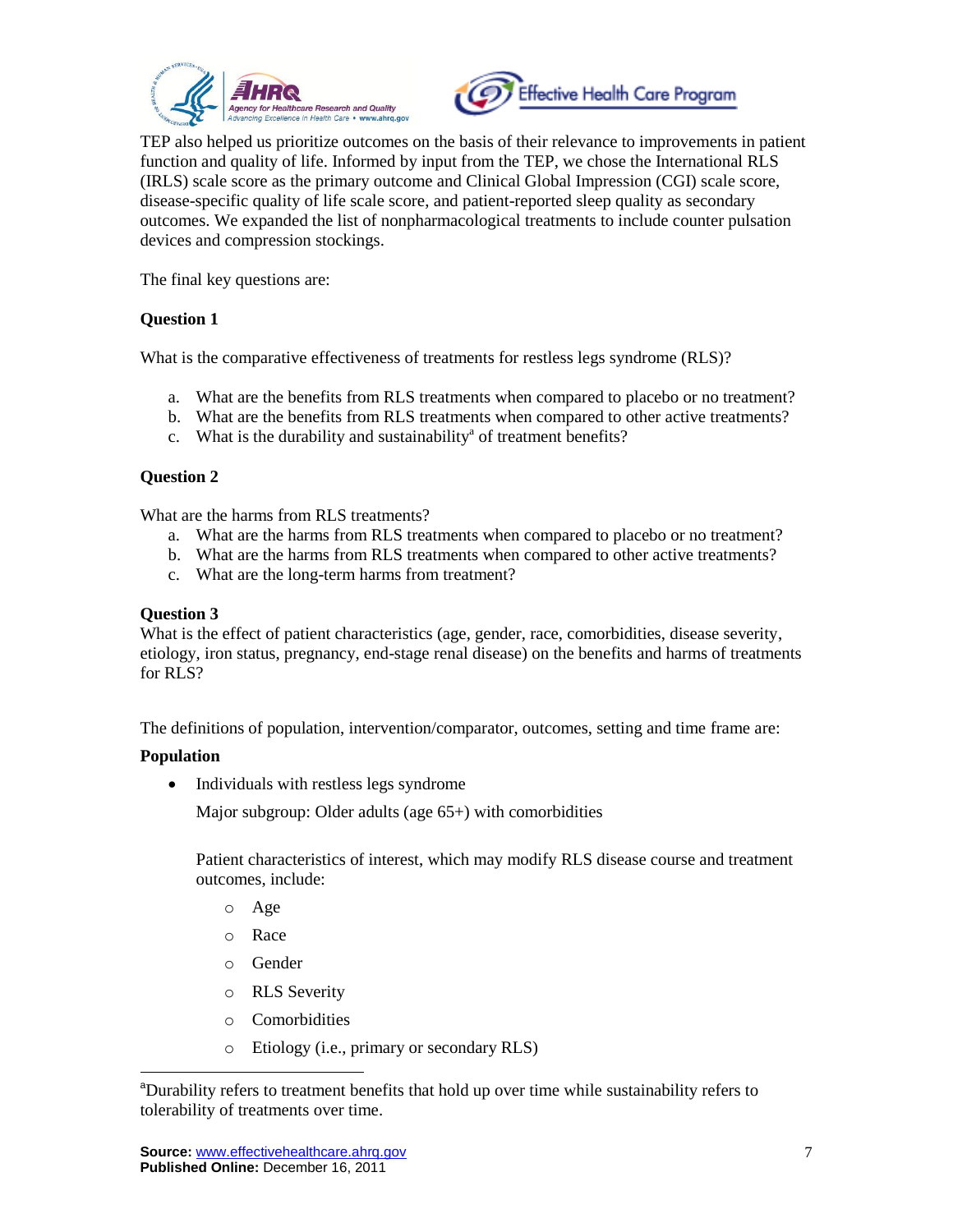TEP also helped us prioritize outcomes on the basis of their relevance to improvements in patient function and quality of life. Informed by input from the TEP, we chose the International RLS (IRLS) scale score as the primary outcome and Clinical Global Impression (CGI) scale score, disease-specific quality of life scale score, and patient-reported sleep quality as secondary outcomes. We expanded the list of nonpharmacological treatments to include counter pulsation devices and compression stockings.

The final key questions are:

**Question 1**

What is the comparative effectiveness of treatments for restless legs syndrome (RLS)?

a. What are the benefits from RLS treatments when compared to placebo or no treatment?
b. What are the benefits from RLS treatments when compared to other active treatments?
c. What is the durability and sustainability[a] of treatment benefits?

**Question 2**

What are the harms from RLS treatments?

a. What are the harms from RLS treatments when compared to placebo or no treatment?
b. What are the harms from RLS treatments when compared to other active treatments?
c. What are the long-term harms from treatment?

**Question 3**

What is the effect of patient characteristics (age, gender, race, comorbidities, disease severity, etiology, iron status, pregnancy, end-stage renal disease) on the benefits and harms of treatments for RLS?

The definitions of population, intervention/comparator, outcomes, setting and time frame are:

**Population**

- Individuals with restless legs syndrome

  Major subgroup: Older adults (age 65+) with comorbidities

  Patient characteristics of interest, which may modify RLS disease course and treatment outcomes, include:

  - Age
  - Race
  - Gender
  - RLS Severity
  - Comorbidities
  - Etiology (i.e., primary or secondary RLS)

---

[a]Durability refers to treatment benefits that hold up over time while sustainability refers to tolerability of treatments over time.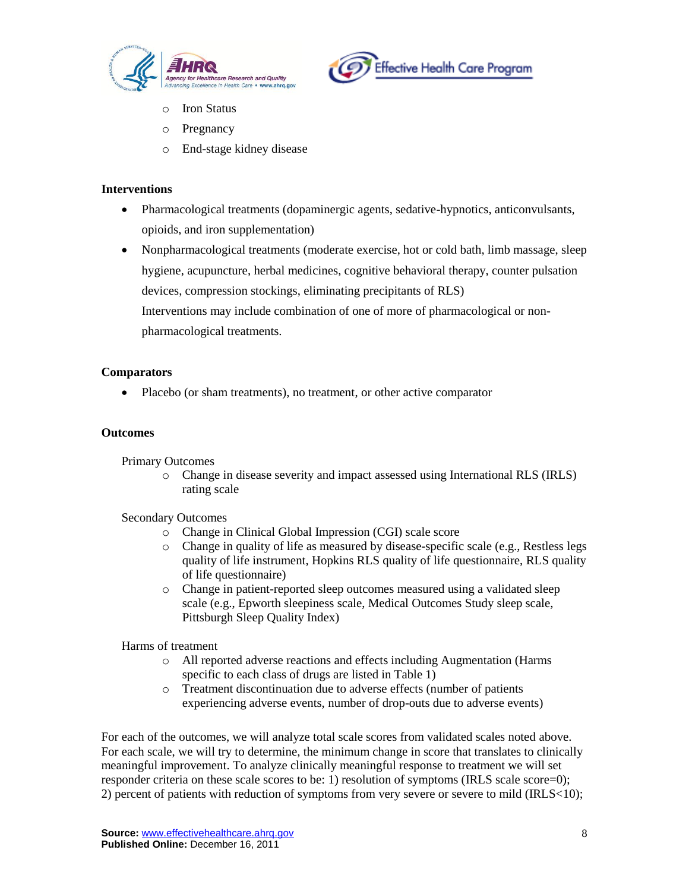- Iron Status
- Pregnancy
- End-stage kidney disease

**Interventions**

- Pharmacological treatments (dopaminergic agents, sedative-hypnotics, anticonvulsants, opioids, and iron supplementation)
- Nonpharmacological treatments (moderate exercise, hot or cold bath, limb massage, sleep hygiene, acupuncture, herbal medicines, cognitive behavioral therapy, counter pulsation devices, compression stockings, eliminating precipitants of RLS)

  Interventions may include combination of one of more of pharmacological or non-pharmacological treatments.

**Comparators**

- Placebo (or sham treatments), no treatment, or other active comparator

**Outcomes**

Primary Outcomes

- Change in disease severity and impact assessed using International RLS (IRLS) rating scale

Secondary Outcomes

- Change in Clinical Global Impression (CGI) scale score
- Change in quality of life as measured by disease-specific scale (e.g., Restless legs quality of life instrument, Hopkins RLS quality of life questionnaire, RLS quality of life questionnaire)
- Change in patient-reported sleep outcomes measured using a validated sleep scale (e.g., Epworth sleepiness scale, Medical Outcomes Study sleep scale, Pittsburgh Sleep Quality Index)

Harms of treatment

- All reported adverse reactions and effects including Augmentation (Harms specific to each class of drugs are listed in Table 1)
- Treatment discontinuation due to adverse effects (number of patients experiencing adverse events, number of drop-outs due to adverse events)

For each of the outcomes, we will analyze total scale scores from validated scales noted above. For each scale, we will try to determine, the minimum change in score that translates to clinically meaningful improvement. To analyze clinically meaningful response to treatment we will set responder criteria on these scale scores to be: 1) resolution of symptoms (IRLS scale score=0); 2) percent of patients with reduction of symptoms from very severe or severe to mild (IRLS<10);

**Source:** www.effectivehealthcare.ahrq.gov
**Published Online:** December 16, 2011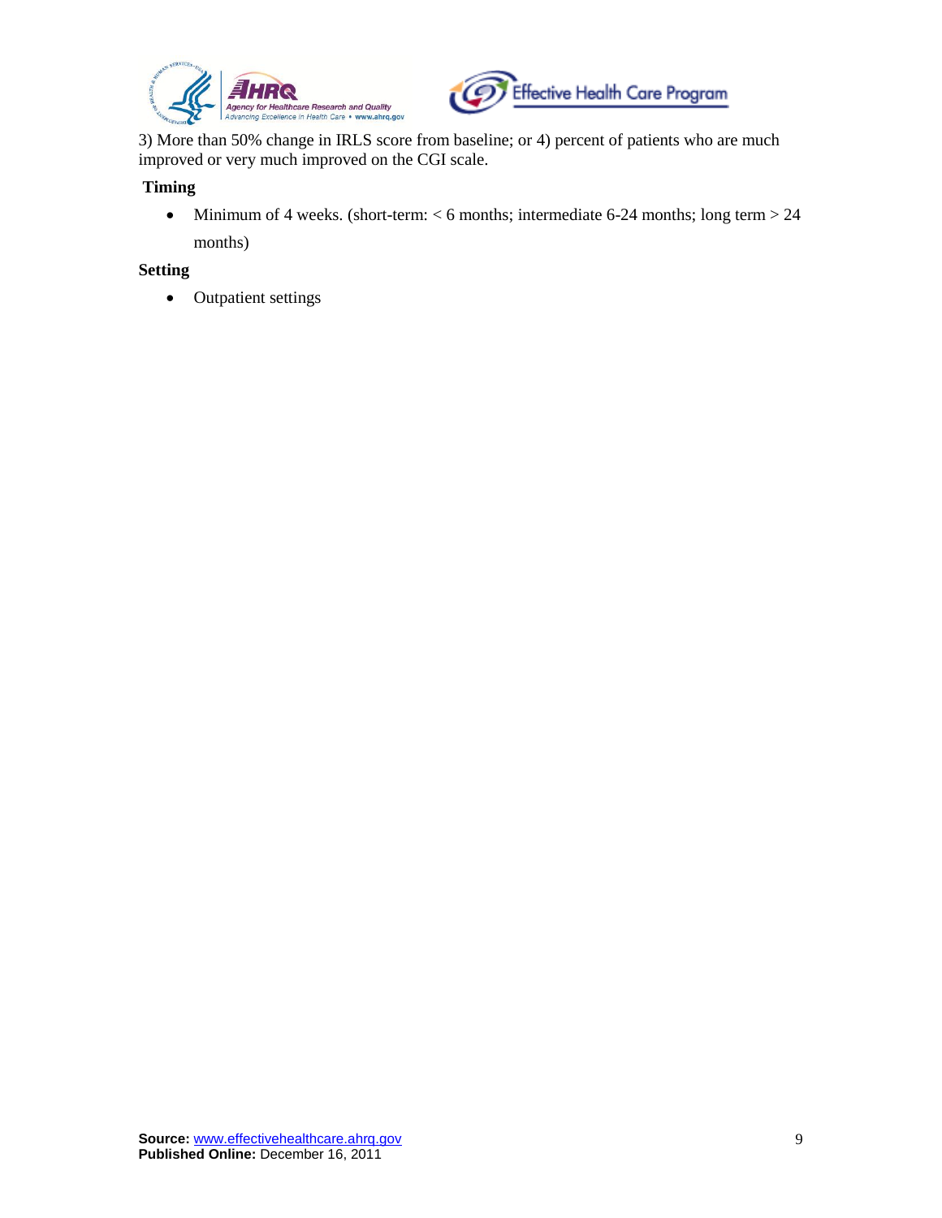3) More than 50% change in IRLS score from baseline; or 4) percent of patients who are much improved or very much improved on the CGI scale.

**Timing**

- Minimum of 4 weeks. (short-term: < 6 months; intermediate 6-24 months; long term > 24 months)

**Setting**

- Outpatient settings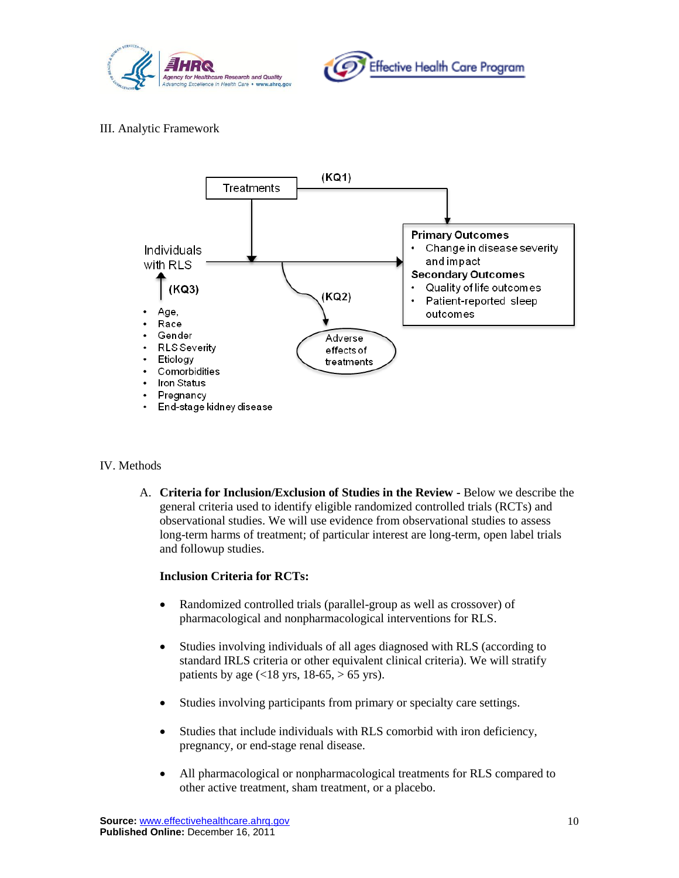III. Analytic Framework

Treatments

(KQ1)

Individuals with RLS

Primary Outcomes
- Change in disease severity and impact

Secondary Outcomes
- Quality of life outcomes
- Patient-reported sleep outcomes

(KQ3)

- Age,
- Race
- Gender
- RLS Severity
- Etiology
- Comorbidities
- Iron Status
- Pregnancy
- End-stage kidney disease

(KQ2)

Adverse effects of treatments

IV. Methods

A. **Criteria for Inclusion/Exclusion of Studies in the Review -** Below we describe the general criteria used to identify eligible randomized controlled trials (RCTs) and observational studies. We will use evidence from observational studies to assess long-term harms of treatment; of particular interest are long-term, open label trials and followup studies.

**Inclusion Criteria for RCTs:**

- Randomized controlled trials (parallel-group as well as crossover) of pharmacological and nonpharmacological interventions for RLS.
- Studies involving individuals of all ages diagnosed with RLS (according to standard IRLS criteria or other equivalent clinical criteria). We will stratify patients by age (<18 yrs, 18-65, > 65 yrs).
- Studies involving participants from primary or specialty care settings.
- Studies that include individuals with RLS comorbid with iron deficiency, pregnancy, or end-stage renal disease.
- All pharmacological or nonpharmacological treatments for RLS compared to other active treatment, sham treatment, or a placebo.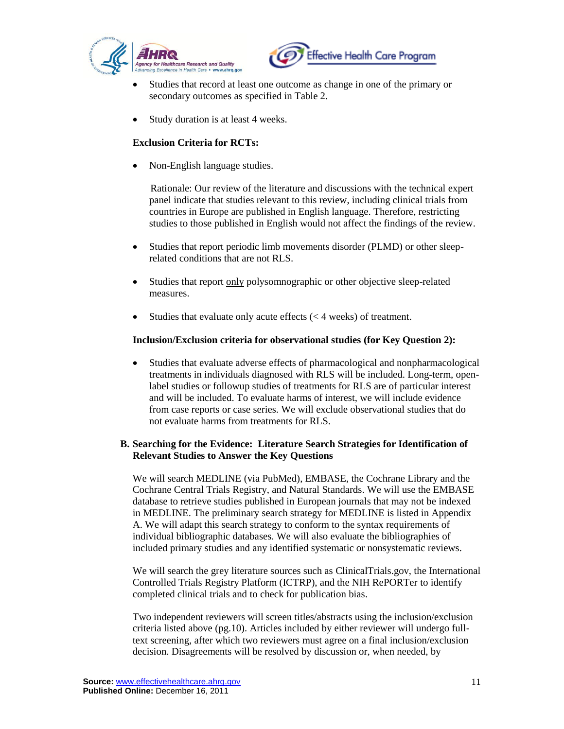- Studies that record at least one outcome as change in one of the primary or secondary outcomes as specified in Table 2.

- Study duration is at least 4 weeks.

**Exclusion Criteria for RCTs:**

- Non-English language studies.

  Rationale: Our review of the literature and discussions with the technical expert panel indicate that studies relevant to this review, including clinical trials from countries in Europe are published in English language. Therefore, restricting studies to those published in English would not affect the findings of the review.

- Studies that report periodic limb movements disorder (PLMD) or other sleep-related conditions that are not RLS.

- Studies that report <u>only</u> polysomnographic or other objective sleep-related measures.

- Studies that evaluate only acute effects (< 4 weeks) of treatment.

**Inclusion/Exclusion criteria for observational studies (for Key Question 2):**

- Studies that evaluate adverse effects of pharmacological and nonpharmacological treatments in individuals diagnosed with RLS will be included. Long-term, open-label studies or followup studies of treatments for RLS are of particular interest and will be included. To evaluate harms of interest, we will include evidence from case reports or case series. We will exclude observational studies that do not evaluate harms from treatments for RLS.

### B. Searching for the Evidence: Literature Search Strategies for Identification of Relevant Studies to Answer the Key Questions

We will search MEDLINE (via PubMed), EMBASE, the Cochrane Library and the Cochrane Central Trials Registry, and Natural Standards. We will use the EMBASE database to retrieve studies published in European journals that may not be indexed in MEDLINE. The preliminary search strategy for MEDLINE is listed in Appendix A. We will adapt this search strategy to conform to the syntax requirements of individual bibliographic databases. We will also evaluate the bibliographies of included primary studies and any identified systematic or nonsystematic reviews.

We will search the grey literature sources such as ClinicalTrials.gov, the International Controlled Trials Registry Platform (ICTRP), and the NIH RePORTer to identify completed clinical trials and to check for publication bias.

Two independent reviewers will screen titles/abstracts using the inclusion/exclusion criteria listed above (pg.10). Articles included by either reviewer will undergo full-text screening, after which two reviewers must agree on a final inclusion/exclusion decision. Disagreements will be resolved by discussion or, when needed, by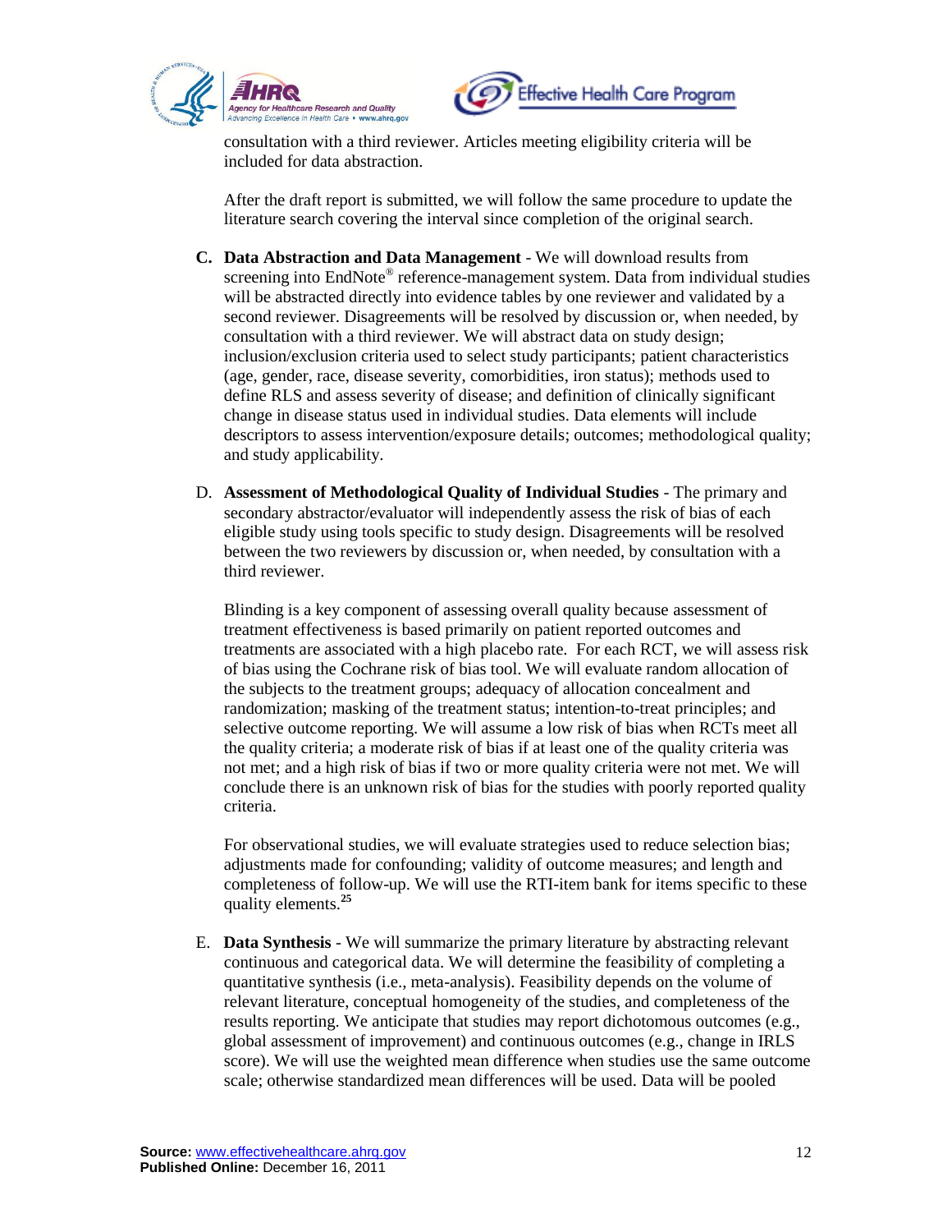consultation with a third reviewer. Articles meeting eligibility criteria will be included for data abstraction.

After the draft report is submitted, we will follow the same procedure to update the literature search covering the interval since completion of the original search.

C. **Data Abstraction and Data Management** - We will download results from screening into EndNote® reference-management system. Data from individual studies will be abstracted directly into evidence tables by one reviewer and validated by a second reviewer. Disagreements will be resolved by discussion or, when needed, by consultation with a third reviewer. We will abstract data on study design; inclusion/exclusion criteria used to select study participants; patient characteristics (age, gender, race, disease severity, comorbidities, iron status); methods used to define RLS and assess severity of disease; and definition of clinically significant change in disease status used in individual studies. Data elements will include descriptors to assess intervention/exposure details; outcomes; methodological quality; and study applicability.

D. **Assessment of Methodological Quality of Individual Studies** - The primary and secondary abstractor/evaluator will independently assess the risk of bias of each eligible study using tools specific to study design. Disagreements will be resolved between the two reviewers by discussion or, when needed, by consultation with a third reviewer.

Blinding is a key component of assessing overall quality because assessment of treatment effectiveness is based primarily on patient reported outcomes and treatments are associated with a high placebo rate. For each RCT, we will assess risk of bias using the Cochrane risk of bias tool. We will evaluate random allocation of the subjects to the treatment groups; adequacy of allocation concealment and randomization; masking of the treatment status; intention-to-treat principles; and selective outcome reporting. We will assume a low risk of bias when RCTs meet all the quality criteria; a moderate risk of bias if at least one of the quality criteria was not met; and a high risk of bias if two or more quality criteria were not met. We will conclude there is an unknown risk of bias for the studies with poorly reported quality criteria.

For observational studies, we will evaluate strategies used to reduce selection bias; adjustments made for confounding; validity of outcome measures; and length and completeness of follow-up. We will use the RTI-item bank for items specific to these quality elements.[25]

E. **Data Synthesis** - We will summarize the primary literature by abstracting relevant continuous and categorical data. We will determine the feasibility of completing a quantitative synthesis (i.e., meta-analysis). Feasibility depends on the volume of relevant literature, conceptual homogeneity of the studies, and completeness of the results reporting. We anticipate that studies may report dichotomous outcomes (e.g., global assessment of improvement) and continuous outcomes (e.g., change in IRLS score). We will use the weighted mean difference when studies use the same outcome scale; otherwise standardized mean differences will be used. Data will be pooled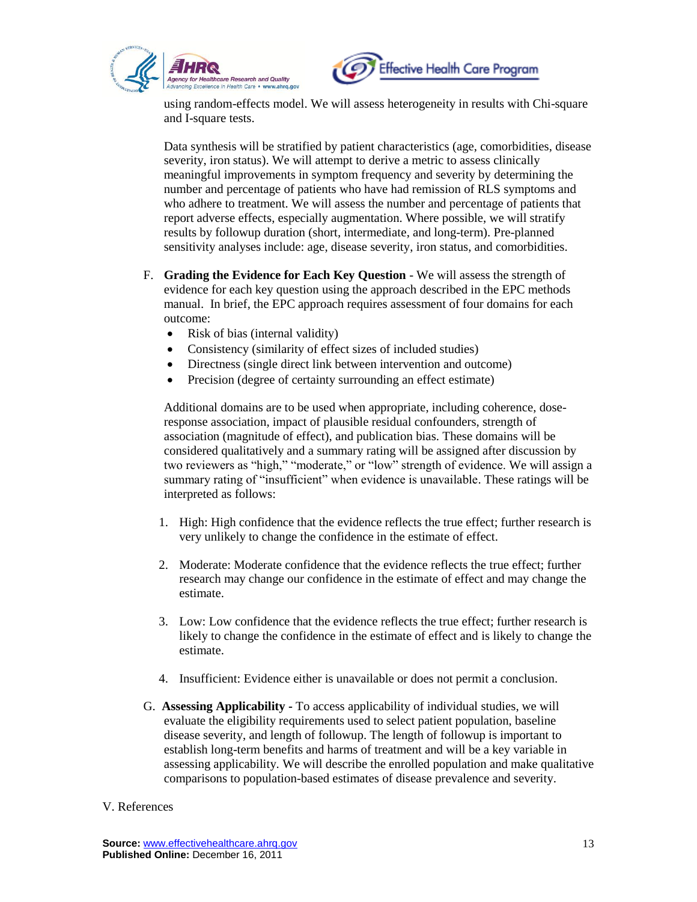using random-effects model. We will assess heterogeneity in results with Chi-square and I-square tests.

Data synthesis will be stratified by patient characteristics (age, comorbidities, disease severity, iron status). We will attempt to derive a metric to assess clinically meaningful improvements in symptom frequency and severity by determining the number and percentage of patients who have had remission of RLS symptoms and who adhere to treatment. We will assess the number and percentage of patients that report adverse effects, especially augmentation. Where possible, we will stratify results by followup duration (short, intermediate, and long-term). Pre-planned sensitivity analyses include: age, disease severity, iron status, and comorbidities.

F. **Grading the Evidence for Each Key Question** - We will assess the strength of evidence for each key question using the approach described in the EPC methods manual. In brief, the EPC approach requires assessment of four domains for each outcome:

- Risk of bias (internal validity)
- Consistency (similarity of effect sizes of included studies)
- Directness (single direct link between intervention and outcome)
- Precision (degree of certainty surrounding an effect estimate)

Additional domains are to be used when appropriate, including coherence, dose-response association, impact of plausible residual confounders, strength of association (magnitude of effect), and publication bias. These domains will be considered qualitatively and a summary rating will be assigned after discussion by two reviewers as "high," "moderate," or "low" strength of evidence. We will assign a summary rating of "insufficient" when evidence is unavailable. These ratings will be interpreted as follows:

1. High: High confidence that the evidence reflects the true effect; further research is very unlikely to change the confidence in the estimate of effect.

2. Moderate: Moderate confidence that the evidence reflects the true effect; further research may change our confidence in the estimate of effect and may change the estimate.

3. Low: Low confidence that the evidence reflects the true effect; further research is likely to change the confidence in the estimate of effect and is likely to change the estimate.

4. Insufficient: Evidence either is unavailable or does not permit a conclusion.

G. **Assessing Applicability -** To access applicability of individual studies, we will evaluate the eligibility requirements used to select patient population, baseline disease severity, and length of followup. The length of followup is important to establish long-term benefits and harms of treatment and will be a key variable in assessing applicability. We will describe the enrolled population and make qualitative comparisons to population-based estimates of disease prevalence and severity.

V. References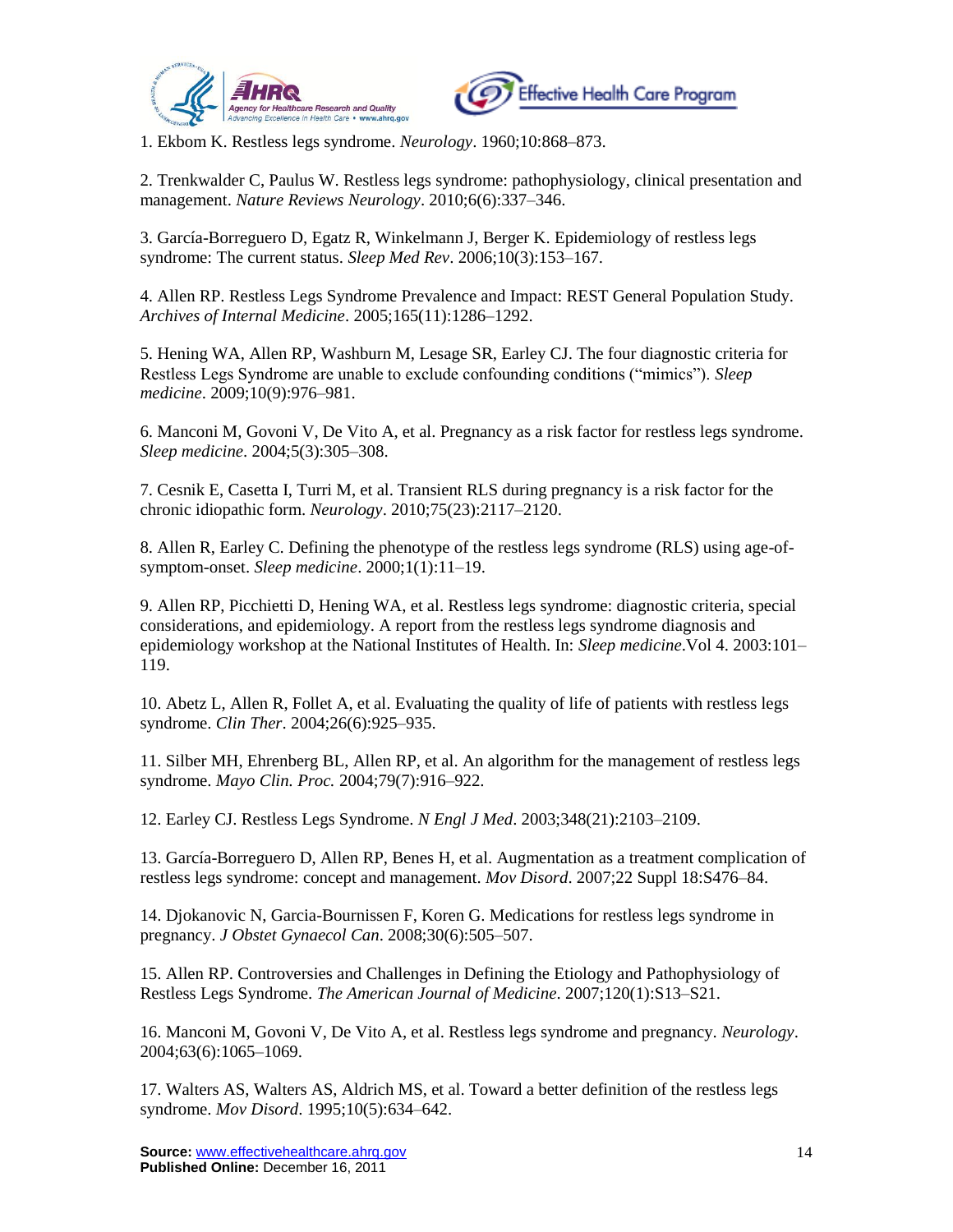1. Ekbom K. Restless legs syndrome. *Neurology*. 1960;10:868–873.

2. Trenkwalder C, Paulus W. Restless legs syndrome: pathophysiology, clinical presentation and management. *Nature Reviews Neurology*. 2010;6(6):337–346.

3. García-Borreguero D, Egatz R, Winkelmann J, Berger K. Epidemiology of restless legs syndrome: The current status. *Sleep Med Rev*. 2006;10(3):153–167.

4. Allen RP. Restless Legs Syndrome Prevalence and Impact: REST General Population Study. *Archives of Internal Medicine*. 2005;165(11):1286–1292.

5. Hening WA, Allen RP, Washburn M, Lesage SR, Earley CJ. The four diagnostic criteria for Restless Legs Syndrome are unable to exclude confounding conditions ("mimics"). *Sleep medicine*. 2009;10(9):976–981.

6. Manconi M, Govoni V, De Vito A, et al. Pregnancy as a risk factor for restless legs syndrome. *Sleep medicine*. 2004;5(3):305–308.

7. Cesnik E, Casetta I, Turri M, et al. Transient RLS during pregnancy is a risk factor for the chronic idiopathic form. *Neurology*. 2010;75(23):2117–2120.

8. Allen R, Earley C. Defining the phenotype of the restless legs syndrome (RLS) using age-of-symptom-onset. *Sleep medicine*. 2000;1(1):11–19.

9. Allen RP, Picchietti D, Hening WA, et al. Restless legs syndrome: diagnostic criteria, special considerations, and epidemiology. A report from the restless legs syndrome diagnosis and epidemiology workshop at the National Institutes of Health. In: *Sleep medicine*.Vol 4. 2003:101–119.

10. Abetz L, Allen R, Follet A, et al. Evaluating the quality of life of patients with restless legs syndrome. *Clin Ther*. 2004;26(6):925–935.

11. Silber MH, Ehrenberg BL, Allen RP, et al. An algorithm for the management of restless legs syndrome. *Mayo Clin. Proc.* 2004;79(7):916–922.

12. Earley CJ. Restless Legs Syndrome. *N Engl J Med*. 2003;348(21):2103–2109.

13. García-Borreguero D, Allen RP, Benes H, et al. Augmentation as a treatment complication of restless legs syndrome: concept and management. *Mov Disord*. 2007;22 Suppl 18:S476–84.

14. Djokanovic N, Garcia-Bournissen F, Koren G. Medications for restless legs syndrome in pregnancy. *J Obstet Gynaecol Can*. 2008;30(6):505–507.

15. Allen RP. Controversies and Challenges in Defining the Etiology and Pathophysiology of Restless Legs Syndrome. *The American Journal of Medicine*. 2007;120(1):S13–S21.

16. Manconi M, Govoni V, De Vito A, et al. Restless legs syndrome and pregnancy. *Neurology*. 2004;63(6):1065–1069.

17. Walters AS, Walters AS, Aldrich MS, et al. Toward a better definition of the restless legs syndrome. *Mov Disord*. 1995;10(5):634–642.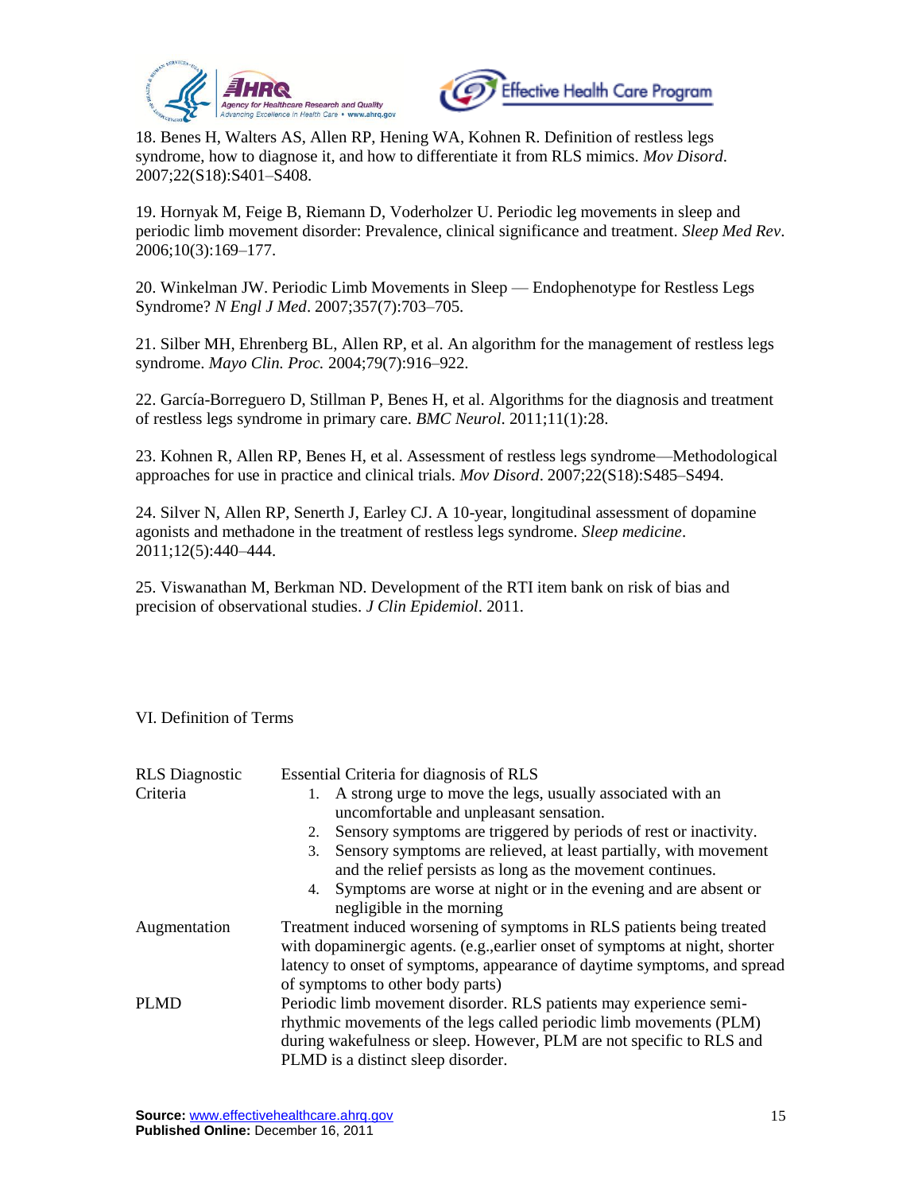18. Benes H, Walters AS, Allen RP, Hening WA, Kohnen R. Definition of restless legs syndrome, how to diagnose it, and how to differentiate it from RLS mimics. *Mov Disord*. 2007;22(S18):S401–S408.

19. Hornyak M, Feige B, Riemann D, Voderholzer U. Periodic leg movements in sleep and periodic limb movement disorder: Prevalence, clinical significance and treatment. *Sleep Med Rev*. 2006;10(3):169–177.

20. Winkelman JW. Periodic Limb Movements in Sleep — Endophenotype for Restless Legs Syndrome? *N Engl J Med*. 2007;357(7):703–705.

21. Silber MH, Ehrenberg BL, Allen RP, et al. An algorithm for the management of restless legs syndrome. *Mayo Clin. Proc.* 2004;79(7):916–922.

22. García-Borreguero D, Stillman P, Benes H, et al. Algorithms for the diagnosis and treatment of restless legs syndrome in primary care. *BMC Neurol*. 2011;11(1):28.

23. Kohnen R, Allen RP, Benes H, et al. Assessment of restless legs syndrome—Methodological approaches for use in practice and clinical trials. *Mov Disord*. 2007;22(S18):S485–S494.

24. Silver N, Allen RP, Senerth J, Earley CJ. A 10-year, longitudinal assessment of dopamine agonists and methadone in the treatment of restless legs syndrome. *Sleep medicine*. 2011;12(5):440–444.

25. Viswanathan M, Berkman ND. Development of the RTI item bank on risk of bias and precision of observational studies. *J Clin Epidemiol*. 2011.

## VI. Definition of Terms

| | |
|---|---|
| RLS Diagnostic Criteria | Essential Criteria for diagnosis of RLS<br>1. A strong urge to move the legs, usually associated with an uncomfortable and unpleasant sensation.<br>2. Sensory symptoms are triggered by periods of rest or inactivity.<br>3. Sensory symptoms are relieved, at least partially, with movement and the relief persists as long as the movement continues.<br>4. Symptoms are worse at night or in the evening and are absent or negligible in the morning |
| Augmentation | Treatment induced worsening of symptoms in RLS patients being treated with dopaminergic agents. (e.g.,earlier onset of symptoms at night, shorter latency to onset of symptoms, appearance of daytime symptoms, and spread of symptoms to other body parts) |
| PLMD | Periodic limb movement disorder. RLS patients may experience semi-rhythmic movements of the legs called periodic limb movements (PLM) during wakefulness or sleep. However, PLM are not specific to RLS and PLMD is a distinct sleep disorder. |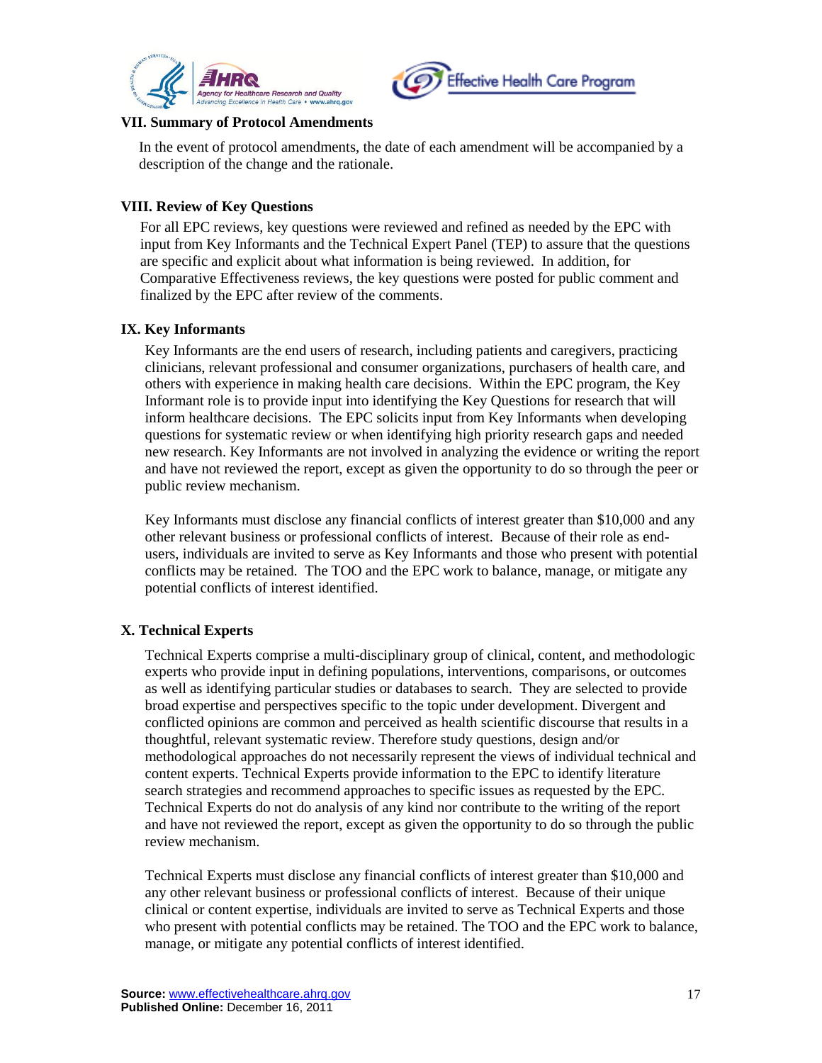## VII. Summary of Protocol Amendments

In the event of protocol amendments, the date of each amendment will be accompanied by a description of the change and the rationale.

## VIII. Review of Key Questions

For all EPC reviews, key questions were reviewed and refined as needed by the EPC with input from Key Informants and the Technical Expert Panel (TEP) to assure that the questions are specific and explicit about what information is being reviewed. In addition, for Comparative Effectiveness reviews, the key questions were posted for public comment and finalized by the EPC after review of the comments.

## IX. Key Informants

Key Informants are the end users of research, including patients and caregivers, practicing clinicians, relevant professional and consumer organizations, purchasers of health care, and others with experience in making health care decisions. Within the EPC program, the Key Informant role is to provide input into identifying the Key Questions for research that will inform healthcare decisions. The EPC solicits input from Key Informants when developing questions for systematic review or when identifying high priority research gaps and needed new research. Key Informants are not involved in analyzing the evidence or writing the report and have not reviewed the report, except as given the opportunity to do so through the peer or public review mechanism.

Key Informants must disclose any financial conflicts of interest greater than $10,000 and any other relevant business or professional conflicts of interest. Because of their role as end-users, individuals are invited to serve as Key Informants and those who present with potential conflicts may be retained. The TOO and the EPC work to balance, manage, or mitigate any potential conflicts of interest identified.

## X. Technical Experts

Technical Experts comprise a multi-disciplinary group of clinical, content, and methodologic experts who provide input in defining populations, interventions, comparisons, or outcomes as well as identifying particular studies or databases to search. They are selected to provide broad expertise and perspectives specific to the topic under development. Divergent and conflicted opinions are common and perceived as health scientific discourse that results in a thoughtful, relevant systematic review. Therefore study questions, design and/or methodological approaches do not necessarily represent the views of individual technical and content experts. Technical Experts provide information to the EPC to identify literature search strategies and recommend approaches to specific issues as requested by the EPC. Technical Experts do not do analysis of any kind nor contribute to the writing of the report and have not reviewed the report, except as given the opportunity to do so through the public review mechanism.

Technical Experts must disclose any financial conflicts of interest greater than $10,000 and any other relevant business or professional conflicts of interest. Because of their unique clinical or content expertise, individuals are invited to serve as Technical Experts and those who present with potential conflicts may be retained. The TOO and the EPC work to balance, manage, or mitigate any potential conflicts of interest identified.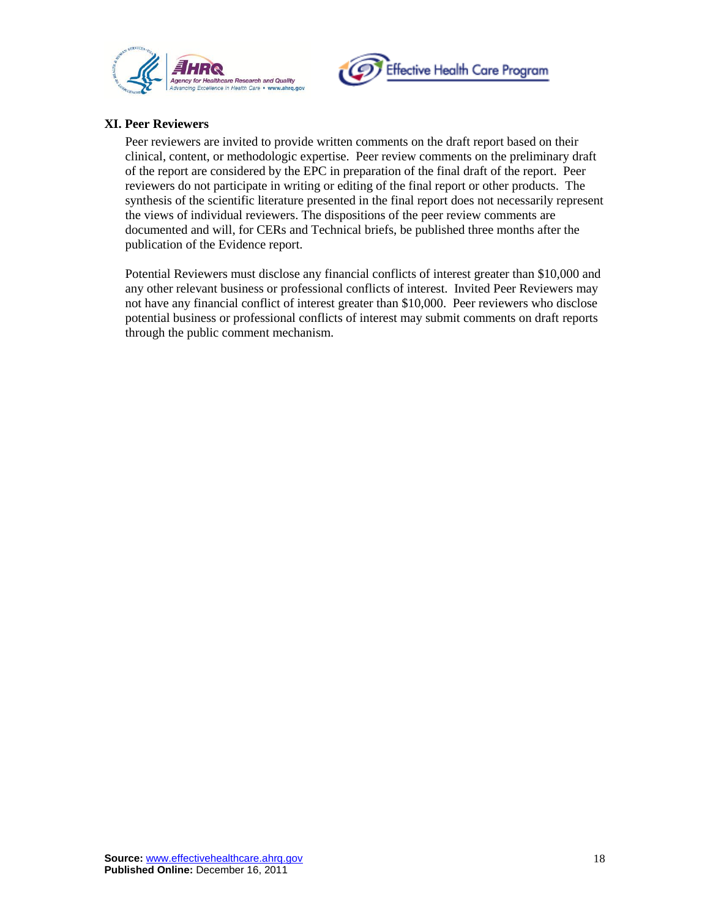## XI. Peer Reviewers

Peer reviewers are invited to provide written comments on the draft report based on their clinical, content, or methodologic expertise. Peer review comments on the preliminary draft of the report are considered by the EPC in preparation of the final draft of the report. Peer reviewers do not participate in writing or editing of the final report or other products. The synthesis of the scientific literature presented in the final report does not necessarily represent the views of individual reviewers. The dispositions of the peer review comments are documented and will, for CERs and Technical briefs, be published three months after the publication of the Evidence report.

Potential Reviewers must disclose any financial conflicts of interest greater than $10,000 and any other relevant business or professional conflicts of interest. Invited Peer Reviewers may not have any financial conflict of interest greater than $10,000. Peer reviewers who disclose potential business or professional conflicts of interest may submit comments on draft reports through the public comment mechanism.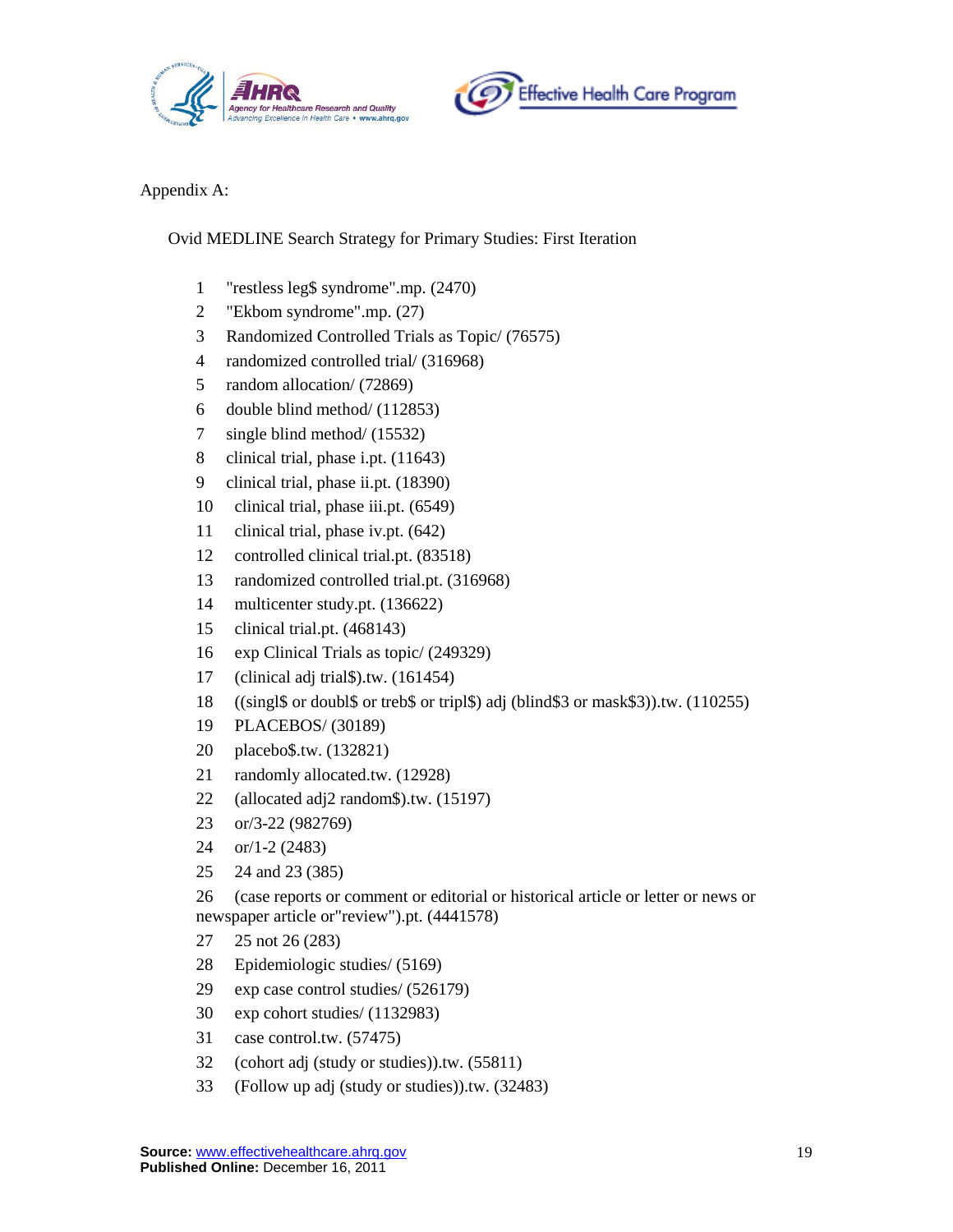Appendix A:

Ovid MEDLINE Search Strategy for Primary Studies: First Iteration

1 "restless leg$ syndrome".mp. (2470)
2 "Ekbom syndrome".mp. (27)
3 Randomized Controlled Trials as Topic/ (76575)
4 randomized controlled trial/ (316968)
5 random allocation/ (72869)
6 double blind method/ (112853)
7 single blind method/ (15532)
8 clinical trial, phase i.pt. (11643)
9 clinical trial, phase ii.pt. (18390)
10 clinical trial, phase iii.pt. (6549)
11 clinical trial, phase iv.pt. (642)
12 controlled clinical trial.pt. (83518)
13 randomized controlled trial.pt. (316968)
14 multicenter study.pt. (136622)
15 clinical trial.pt. (468143)
16 exp Clinical Trials as topic/ (249329)
17 (clinical adj trial$).tw. (161454)
18 ((singl$ or doubl$ or treb$ or tripl$) adj (blind$3 or mask$3)).tw. (110255)
19 PLACEBOS/ (30189)
20 placebo$.tw. (132821)
21 randomly allocated.tw. (12928)
22 (allocated adj2 random$).tw. (15197)
23 or/3-22 (982769)
24 or/1-2 (2483)
25 24 and 23 (385)
26 (case reports or comment or editorial or historical article or letter or news or newspaper article or"review").pt. (4441578)
27 25 not 26 (283)
28 Epidemiologic studies/ (5169)
29 exp case control studies/ (526179)
30 exp cohort studies/ (1132983)
31 case control.tw. (57475)
32 (cohort adj (study or studies)).tw. (55811)
33 (Follow up adj (study or studies)).tw. (32483)

**Source:** www.effectivehealthcare.ahrq.gov
**Published Online:** December 16, 2011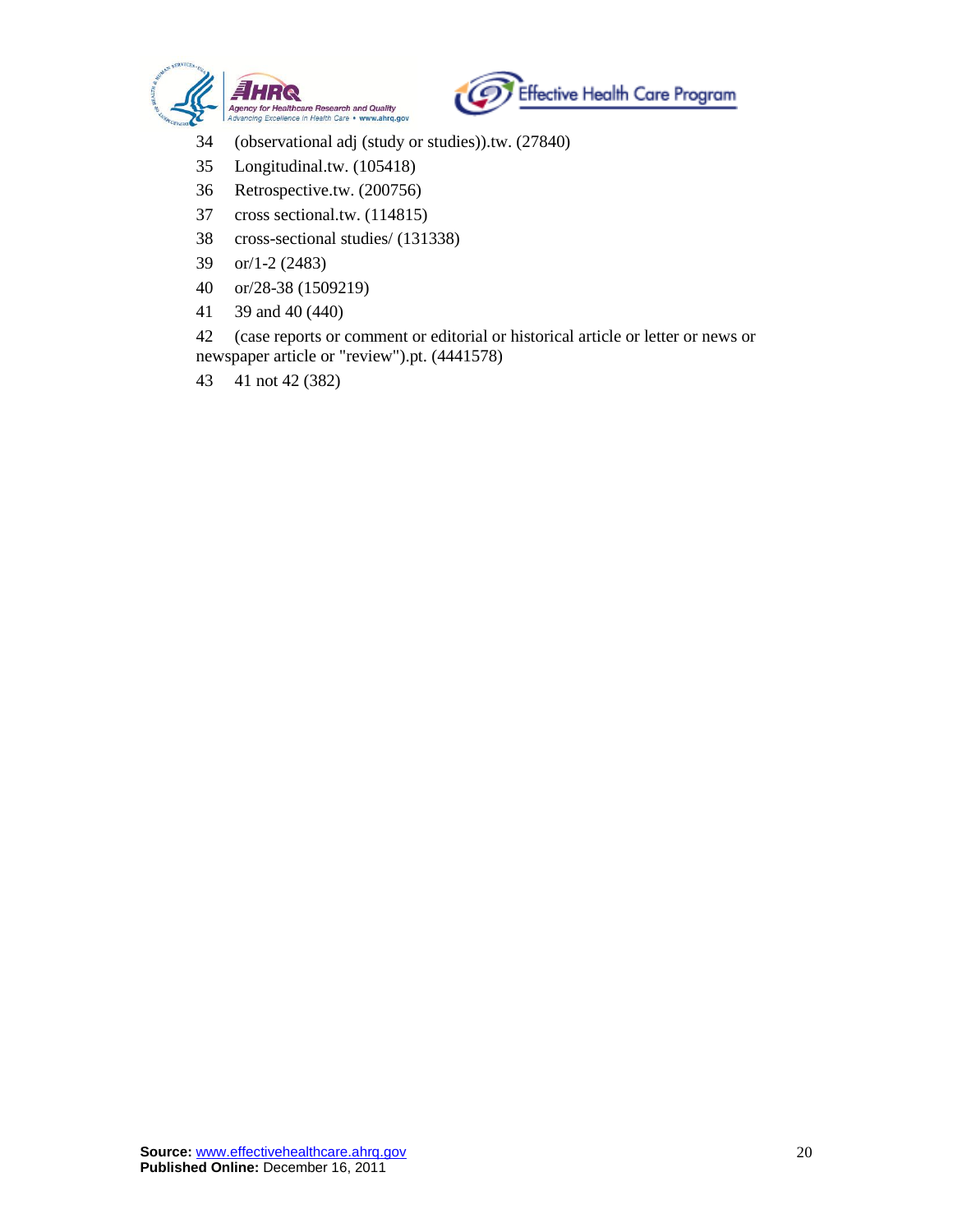34 (observational adj (study or studies)).tw. (27840)

35 Longitudinal.tw. (105418)

36 Retrospective.tw. (200756)

37 cross sectional.tw. (114815)

38 cross-sectional studies/ (131338)

39 or/1-2 (2483)

40 or/28-38 (1509219)

41 39 and 40 (440)

42 (case reports or comment or editorial or historical article or letter or news or newspaper article or "review").pt. (4441578)

43 41 not 42 (382)

**Source:** www.effectivehealthcare.ahrq.gov
**Published Online:** December 16, 2011